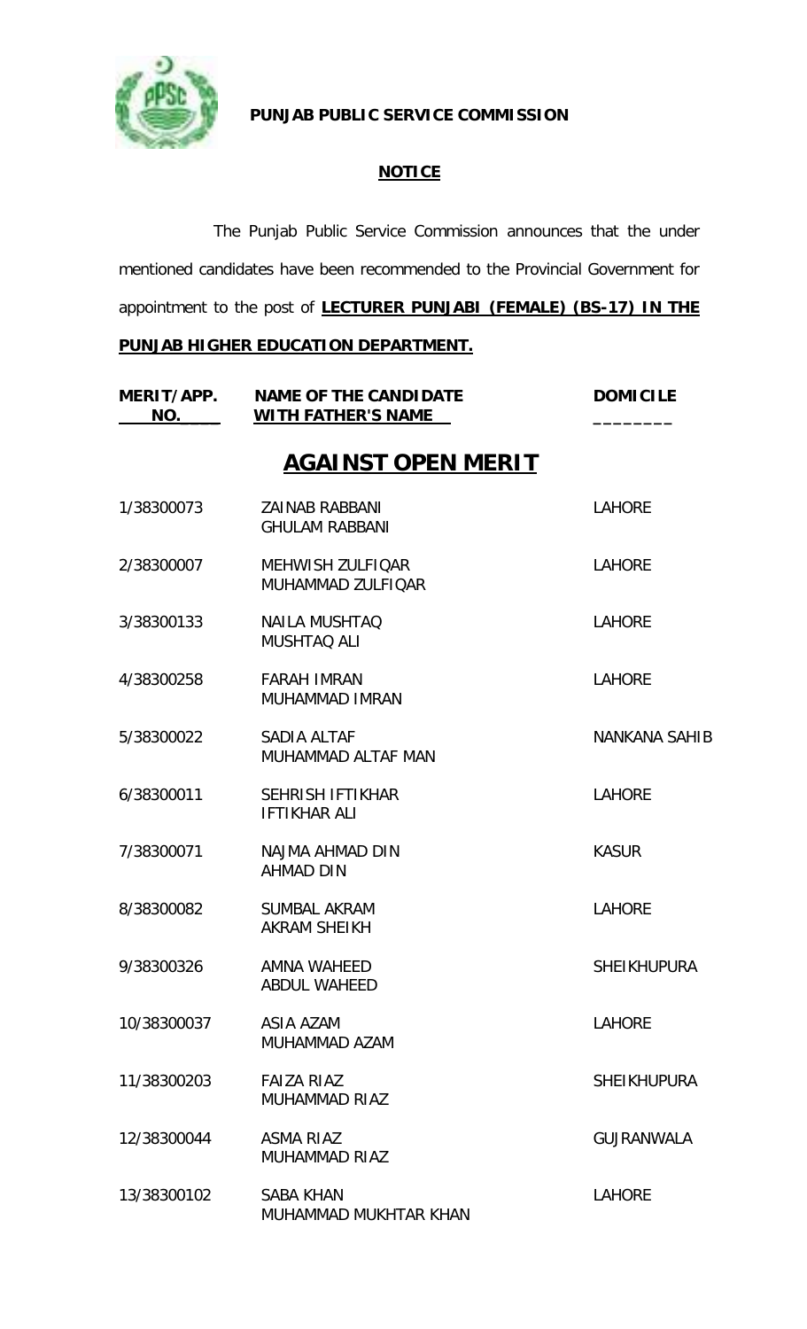**PUNJAB PUBLIC SERVICE COMMISSION**

**NOTICE**

The Punjab Public Service Commission announces that the under mentioned candidates have been recommended to the Provincial Government for appointment to the post of **LECTURER PUNJABI (FEMALE) (BS-17) IN THE PUNJAB HIGHER EDUCATION DEPARTMENT.**

## AGAINST OPEN MERIT

| MERIT/APP. NO. | NAME OF THE CANDIDATE WITH FATHER'S NAME | DOMICILE |
|---|---|---|
| 1/38300073 | ZAINAB RABBANI<br>GHULAM RABBANI | LAHORE |
| 2/38300007 | MEHWISH ZULFIQAR<br>MUHAMMAD ZULFIQAR | LAHORE |
| 3/38300133 | NAILA MUSHTAQ<br>MUSHTAQ ALI | LAHORE |
| 4/38300258 | FARAH IMRAN<br>MUHAMMAD IMRAN | LAHORE |
| 5/38300022 | SADIA ALTAF<br>MUHAMMAD ALTAF MAN | NANKANA SAHIB |
| 6/38300011 | SEHRISH IFTIKHAR<br>IFTIKHAR ALI | LAHORE |
| 7/38300071 | NAJMA AHMAD DIN<br>AHMAD DIN | KASUR |
| 8/38300082 | SUMBAL AKRAM<br>AKRAM SHEIKH | LAHORE |
| 9/38300326 | AMNA WAHEED<br>ABDUL WAHEED | SHEIKHUPURA |
| 10/38300037 | ASIA AZAM<br>MUHAMMAD AZAM | LAHORE |
| 11/38300203 | FAIZA RIAZ<br>MUHAMMAD RIAZ | SHEIKHUPURA |
| 12/38300044 | ASMA RIAZ<br>MUHAMMAD RIAZ | GUJRANWALA |
| 13/38300102 | SABA KHAN<br>MUHAMMAD MUKHTAR KHAN | LAHORE |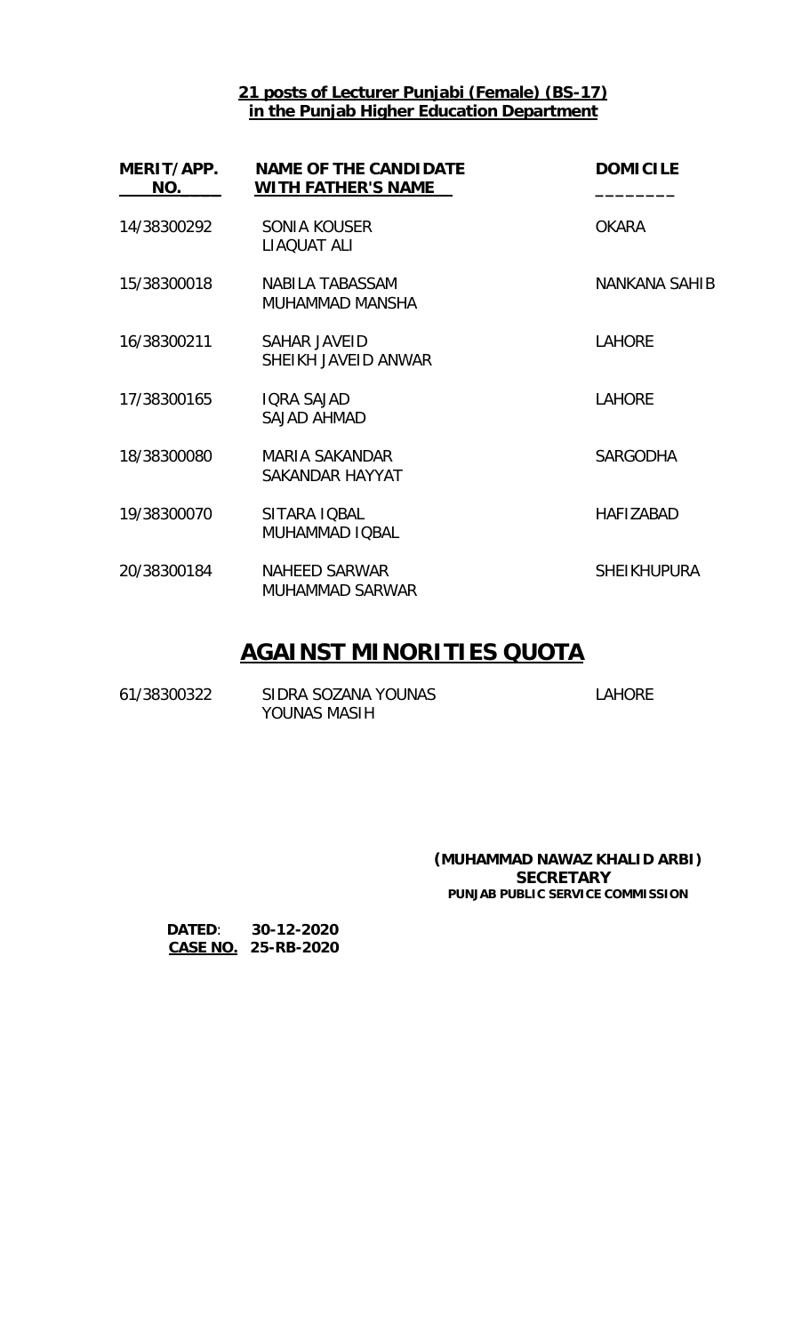**21 posts of Lecturer Punjabi (Female) (BS-17) in the Punjab Higher Education Department**

| MERIT/APP. NO. | NAME OF THE CANDIDATE WITH FATHER'S NAME | DOMICILE |
|---|---|---|
| 14/38300292 | SONIA KOUSER<br>LIAQUAT ALI | OKARA |
| 15/38300018 | NABILA TABASSAM<br>MUHAMMAD MANSHA | NANKANA SAHIB |
| 16/38300211 | SAHAR JAVEID<br>SHEIKH JAVEID ANWAR | LAHORE |
| 17/38300165 | IQRA SAJAD<br>SAJAD AHMAD | LAHORE |
| 18/38300080 | MARIA SAKANDAR<br>SAKANDAR HAYYAT | SARGODHA |
| 19/38300070 | SITARA IQBAL<br>MUHAMMAD IQBAL | HAFIZABAD |
| 20/38300184 | NAHEED SARWAR<br>MUHAMMAD SARWAR | SHEIKHUPURA |

## AGAINST MINORITIES QUOTA

| | | |
|---|---|---|
| 61/38300322 | SIDRA SOZANA YOUNAS<br>YOUNAS MASIH | LAHORE |

**(MUHAMMAD NAWAZ KHALID ARBI)**
**SECRETARY**
**PUNJAB PUBLIC SERVICE COMMISSION**

**DATED**: **30-12-2020**
**CASE NO. 25-RB-2020**